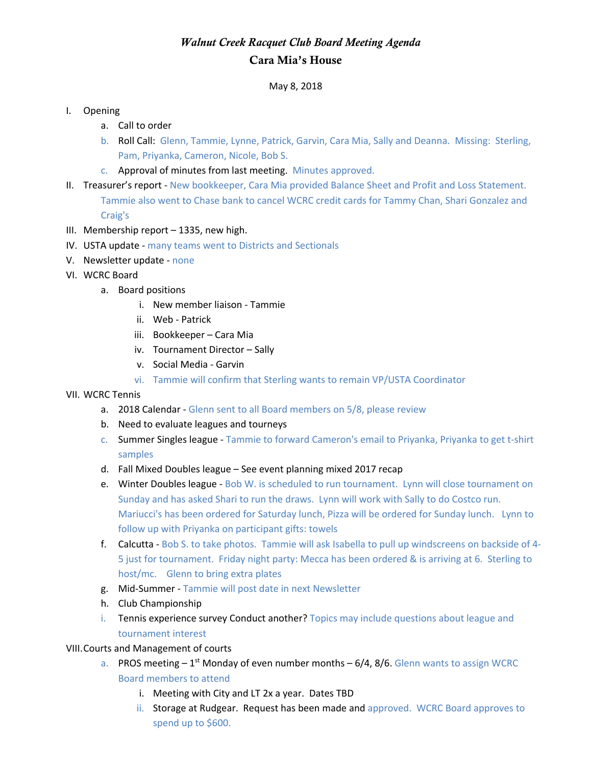# *Walnut Creek Racquet Club Board Meeting Agenda*

## Cara Mia's House

May 8, 2018

I. Opening
   a. Call to order
   b. Roll Call: Glenn, Tammie, Lynne, Patrick, Garvin, Cara Mia, Sally and Deanna. Missing: Sterling, Pam, Priyanka, Cameron, Nicole, Bob S.
   c. Approval of minutes from last meeting. Minutes approved.

II. Treasurer's report - New bookkeeper, Cara Mia provided Balance Sheet and Profit and Loss Statement. Tammie also went to Chase bank to cancel WCRC credit cards for Tammy Chan, Shari Gonzalez and Craig's

III. Membership report – 1335, new high.

IV. USTA update - many teams went to Districts and Sectionals

V. Newsletter update - none

VI. WCRC Board
   a. Board positions
      i. New member liaison - Tammie
      ii. Web - Patrick
      iii. Bookkeeper – Cara Mia
      iv. Tournament Director – Sally
      v. Social Media - Garvin
      vi. Tammie will confirm that Sterling wants to remain VP/USTA Coordinator

VII. WCRC Tennis
   a. 2018 Calendar - Glenn sent to all Board members on 5/8, please review
   b. Need to evaluate leagues and tourneys
   c. Summer Singles league - Tammie to forward Cameron's email to Priyanka, Priyanka to get t-shirt samples
   d. Fall Mixed Doubles league – See event planning mixed 2017 recap
   e. Winter Doubles league - Bob W. is scheduled to run tournament. Lynn will close tournament on Sunday and has asked Shari to run the draws. Lynn will work with Sally to do Costco run. Mariucci's has been ordered for Saturday lunch, Pizza will be ordered for Sunday lunch. Lynn to follow up with Priyanka on participant gifts: towels
   f. Calcutta - Bob S. to take photos. Tammie will ask Isabella to pull up windscreens on backside of 4-5 just for tournament. Friday night party: Mecca has been ordered & is arriving at 6. Sterling to host/mc. Glenn to bring extra plates
   g. Mid-Summer - Tammie will post date in next Newsletter
   h. Club Championship
   i. Tennis experience survey Conduct another? Topics may include questions about league and tournament interest

VIII. Courts and Management of courts
   a. PROS meeting – 1st Monday of even number months – 6/4, 8/6. Glenn wants to assign WCRC Board members to attend
      i. Meeting with City and LT 2x a year. Dates TBD
      ii. Storage at Rudgear. Request has been made and approved. WCRC Board approves to spend up to $600.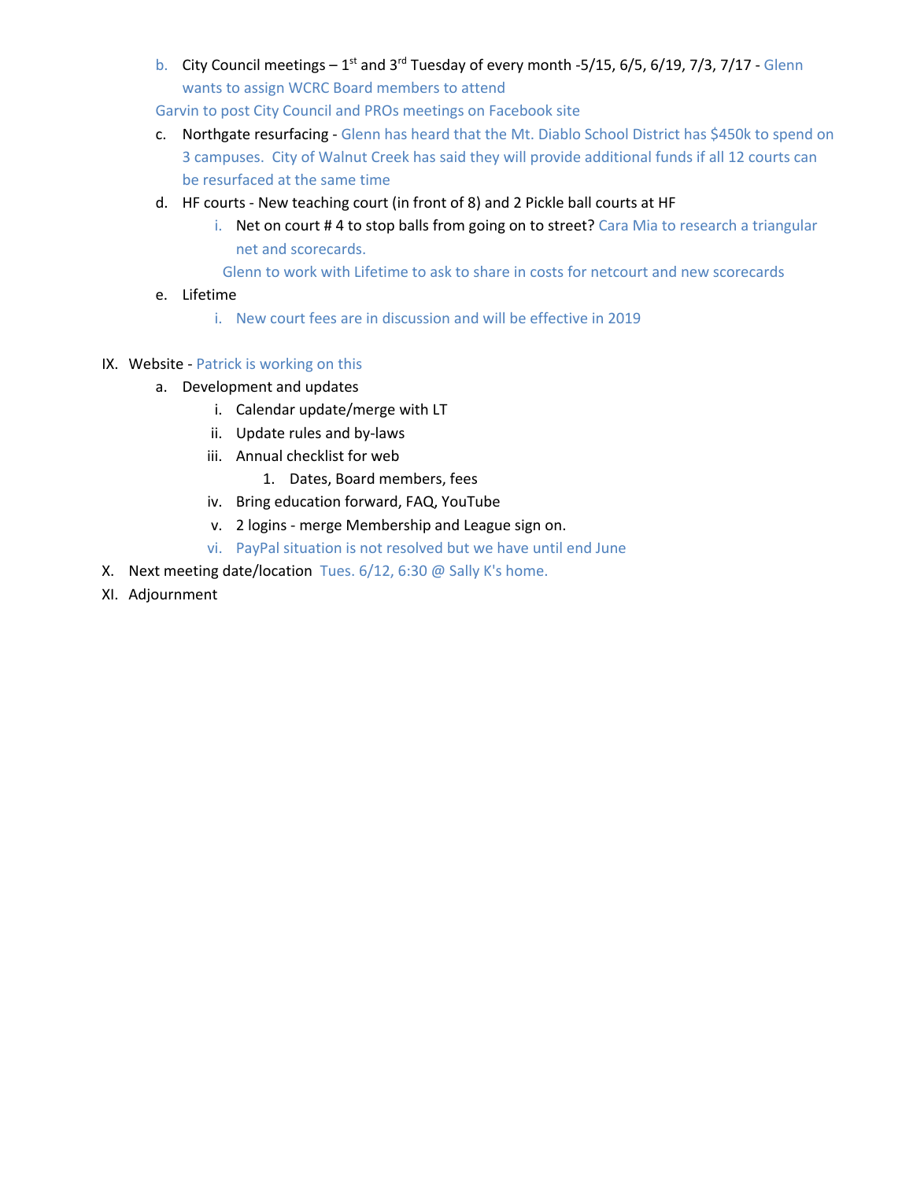b. City Council meetings – 1st and 3rd Tuesday of every month -5/15, 6/5, 6/19, 7/3, 7/17 - Glenn wants to assign WCRC Board members to attend

Garvin to post City Council and PROs meetings on Facebook site

c. Northgate resurfacing - Glenn has heard that the Mt. Diablo School District has $450k to spend on 3 campuses. City of Walnut Creek has said they will provide additional funds if all 12 courts can be resurfaced at the same time

d. HF courts - New teaching court (in front of 8) and 2 Pickle ball courts at HF

   i. Net on court # 4 to stop balls from going on to street? Cara Mia to research a triangular net and scorecards.

   Glenn to work with Lifetime to ask to share in costs for netcourt and new scorecards

e. Lifetime

   i. New court fees are in discussion and will be effective in 2019

IX. Website - Patrick is working on this

   a. Development and updates

      i. Calendar update/merge with LT

      ii. Update rules and by-laws

      iii. Annual checklist for web

         1. Dates, Board members, fees

      iv. Bring education forward, FAQ, YouTube

      v. 2 logins - merge Membership and League sign on.

      vi. PayPal situation is not resolved but we have until end June

X. Next meeting date/location Tues. 6/12, 6:30 @ Sally K's home.

XI. Adjournment